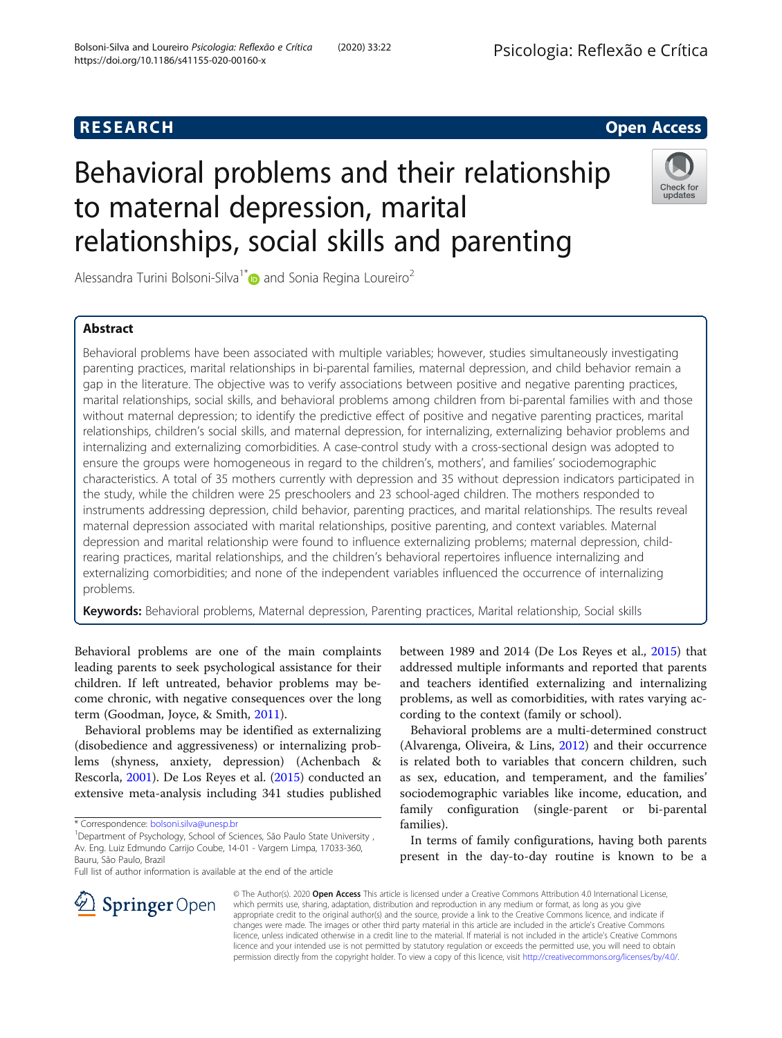RESEARCH

Open Access

# Behavioral problems and their relationship to maternal depression, marital relationships, social skills and parenting

Alessandra Turini Bolsoni-Silva[1*] and Sonia Regina Loureiro[2]

## Abstract

Behavioral problems have been associated with multiple variables; however, studies simultaneously investigating parenting practices, marital relationships in bi-parental families, maternal depression, and child behavior remain a gap in the literature. The objective was to verify associations between positive and negative parenting practices, marital relationships, social skills, and behavioral problems among children from bi-parental families with and those without maternal depression; to identify the predictive effect of positive and negative parenting practices, marital relationships, children's social skills, and maternal depression, for internalizing, externalizing behavior problems and internalizing and externalizing comorbidities. A case-control study with a cross-sectional design was adopted to ensure the groups were homogeneous in regard to the children's, mothers', and families' sociodemographic characteristics. A total of 35 mothers currently with depression and 35 without depression indicators participated in the study, while the children were 25 preschoolers and 23 school-aged children. The mothers responded to instruments addressing depression, child behavior, parenting practices, and marital relationships. The results reveal maternal depression associated with marital relationships, positive parenting, and context variables. Maternal depression and marital relationship were found to influence externalizing problems; maternal depression, child-rearing practices, marital relationships, and the children's behavioral repertoires influence internalizing and externalizing comorbidities; and none of the independent variables influenced the occurrence of internalizing problems.

**Keywords:** Behavioral problems, Maternal depression, Parenting practices, Marital relationship, Social skills

Behavioral problems are one of the main complaints leading parents to seek psychological assistance for their children. If left untreated, behavior problems may become chronic, with negative consequences over the long term (Goodman, Joyce, & Smith, 2011).

Behavioral problems may be identified as externalizing (disobedience and aggressiveness) or internalizing problems (shyness, anxiety, depression) (Achenbach & Rescorla, 2001). De Los Reyes et al. (2015) conducted an extensive meta-analysis including 341 studies published between 1989 and 2014 (De Los Reyes et al., 2015) that addressed multiple informants and reported that parents and teachers identified externalizing and internalizing problems, as well as comorbidities, with rates varying according to the context (family or school).

Behavioral problems are a multi-determined construct (Alvarenga, Oliveira, & Lins, 2012) and their occurrence is related both to variables that concern children, such as sex, education, and temperament, and the families' sociodemographic variables like income, education, and family configuration (single-parent or bi-parental families).

In terms of family configurations, having both parents present in the day-to-day routine is known to be a

\* Correspondence: bolsoni.silva@unesp.br
[1]Department of Psychology, School of Sciences, São Paulo State University, Av. Eng. Luiz Edmundo Carrijo Coube, 14-01 - Vargem Limpa, 17033-360, Bauru, São Paulo, Brazil
Full list of author information is available at the end of the article

© The Author(s). 2020 **Open Access** This article is licensed under a Creative Commons Attribution 4.0 International License, which permits use, sharing, adaptation, distribution and reproduction in any medium or format, as long as you give appropriate credit to the original author(s) and the source, provide a link to the Creative Commons licence, and indicate if changes were made. The images or other third party material in this article are included in the article's Creative Commons licence, unless indicated otherwise in a credit line to the material. If material is not included in the article's Creative Commons licence and your intended use is not permitted by statutory regulation or exceeds the permitted use, you will need to obtain permission directly from the copyright holder. To view a copy of this licence, visit http://creativecommons.org/licenses/by/4.0/.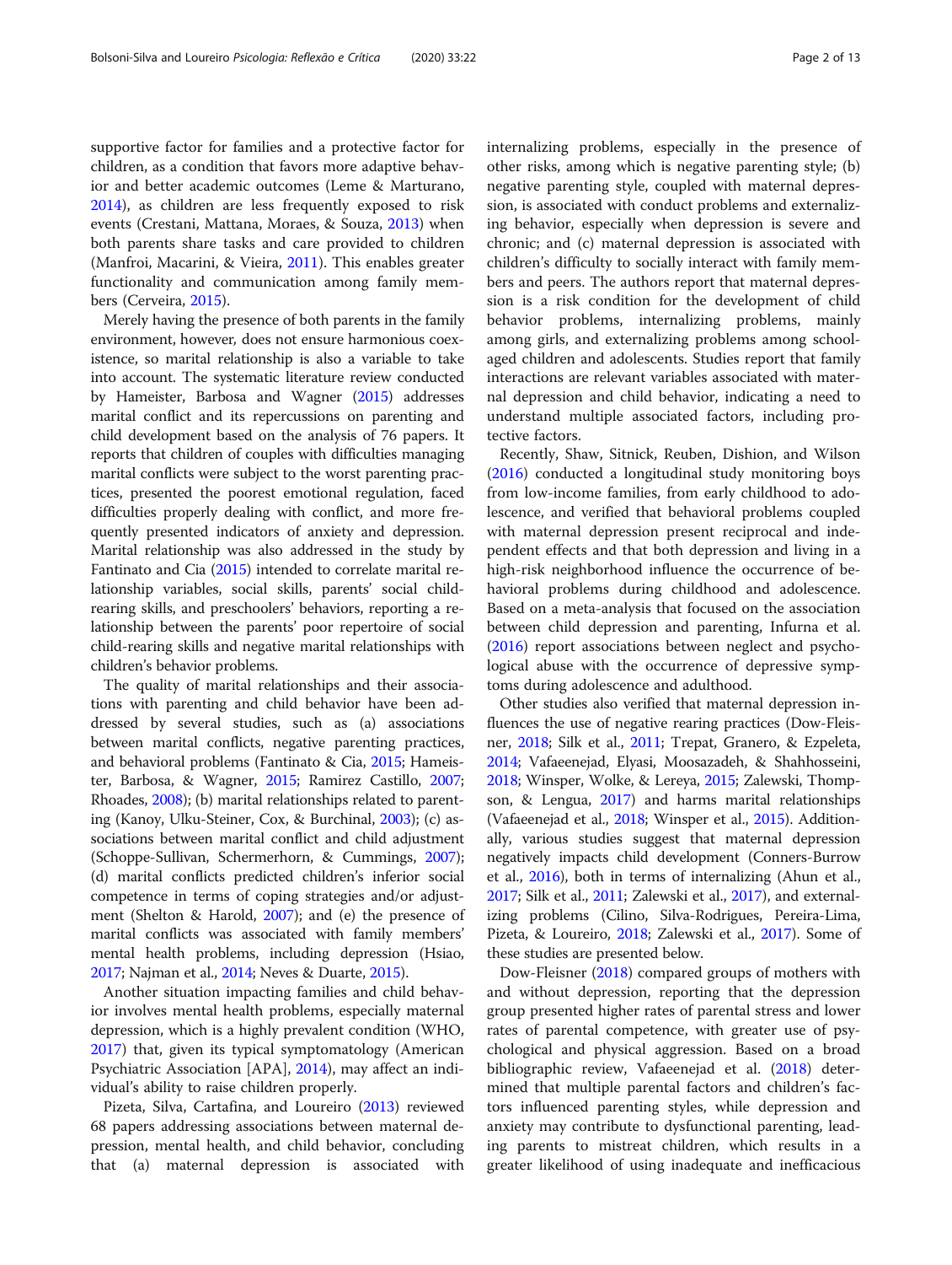supportive factor for families and a protective factor for children, as a condition that favors more adaptive behavior and better academic outcomes (Leme & Marturano, 2014), as children are less frequently exposed to risk events (Crestani, Mattana, Moraes, & Souza, 2013) when both parents share tasks and care provided to children (Manfroi, Macarini, & Vieira, 2011). This enables greater functionality and communication among family members (Cerveira, 2015).

Merely having the presence of both parents in the family environment, however, does not ensure harmonious coexistence, so marital relationship is also a variable to take into account. The systematic literature review conducted by Hameister, Barbosa and Wagner (2015) addresses marital conflict and its repercussions on parenting and child development based on the analysis of 76 papers. It reports that children of couples with difficulties managing marital conflicts were subject to the worst parenting practices, presented the poorest emotional regulation, faced difficulties properly dealing with conflict, and more frequently presented indicators of anxiety and depression. Marital relationship was also addressed in the study by Fantinato and Cia (2015) intended to correlate marital relationship variables, social skills, parents' social child-rearing skills, and preschoolers' behaviors, reporting a relationship between the parents' poor repertoire of social child-rearing skills and negative marital relationships with children's behavior problems.

The quality of marital relationships and their associations with parenting and child behavior have been addressed by several studies, such as (a) associations between marital conflicts, negative parenting practices, and behavioral problems (Fantinato & Cia, 2015; Hameister, Barbosa, & Wagner, 2015; Ramirez Castillo, 2007; Rhoades, 2008); (b) marital relationships related to parenting (Kanoy, Ulku-Steiner, Cox, & Burchinal, 2003); (c) associations between marital conflict and child adjustment (Schoppe-Sullivan, Schermerhorn, & Cummings, 2007); (d) marital conflicts predicted children's inferior social competence in terms of coping strategies and/or adjustment (Shelton & Harold, 2007); and (e) the presence of marital conflicts was associated with family members' mental health problems, including depression (Hsiao, 2017; Najman et al., 2014; Neves & Duarte, 2015).

Another situation impacting families and child behavior involves mental health problems, especially maternal depression, which is a highly prevalent condition (WHO, 2017) that, given its typical symptomatology (American Psychiatric Association [APA], 2014), may affect an individual's ability to raise children properly.

Pizeta, Silva, Cartafina, and Loureiro (2013) reviewed 68 papers addressing associations between maternal depression, mental health, and child behavior, concluding that (a) maternal depression is associated with internalizing problems, especially in the presence of other risks, among which is negative parenting style; (b) negative parenting style, coupled with maternal depression, is associated with conduct problems and externalizing behavior, especially when depression is severe and chronic; and (c) maternal depression is associated with children's difficulty to socially interact with family members and peers. The authors report that maternal depression is a risk condition for the development of child behavior problems, internalizing problems, mainly among girls, and externalizing problems among school-aged children and adolescents. Studies report that family interactions are relevant variables associated with maternal depression and child behavior, indicating a need to understand multiple associated factors, including protective factors.

Recently, Shaw, Sitnick, Reuben, Dishion, and Wilson (2016) conducted a longitudinal study monitoring boys from low-income families, from early childhood to adolescence, and verified that behavioral problems coupled with maternal depression present reciprocal and independent effects and that both depression and living in a high-risk neighborhood influence the occurrence of behavioral problems during childhood and adolescence. Based on a meta-analysis that focused on the association between child depression and parenting, Infurna et al. (2016) report associations between neglect and psychological abuse with the occurrence of depressive symptoms during adolescence and adulthood.

Other studies also verified that maternal depression influences the use of negative rearing practices (Dow-Fleisner, 2018; Silk et al., 2011; Trepat, Granero, & Ezpeleta, 2014; Vafaeenejad, Elyasi, Moosazadeh, & Shahhosseini, 2018; Winsper, Wolke, & Lereya, 2015; Zalewski, Thompson, & Lengua, 2017) and harms marital relationships (Vafaeenejad et al., 2018; Winsper et al., 2015). Additionally, various studies suggest that maternal depression negatively impacts child development (Conners-Burrow et al., 2016), both in terms of internalizing (Ahun et al., 2017; Silk et al., 2011; Zalewski et al., 2017), and externalizing problems (Cilino, Silva-Rodrigues, Pereira-Lima, Pizeta, & Loureiro, 2018; Zalewski et al., 2017). Some of these studies are presented below.

Dow-Fleisner (2018) compared groups of mothers with and without depression, reporting that the depression group presented higher rates of parental stress and lower rates of parental competence, with greater use of psychological and physical aggression. Based on a broad bibliographic review, Vafaeenejad et al. (2018) determined that multiple parental factors and children's factors influenced parenting styles, while depression and anxiety may contribute to dysfunctional parenting, leading parents to mistreat children, which results in a greater likelihood of using inadequate and inefficacious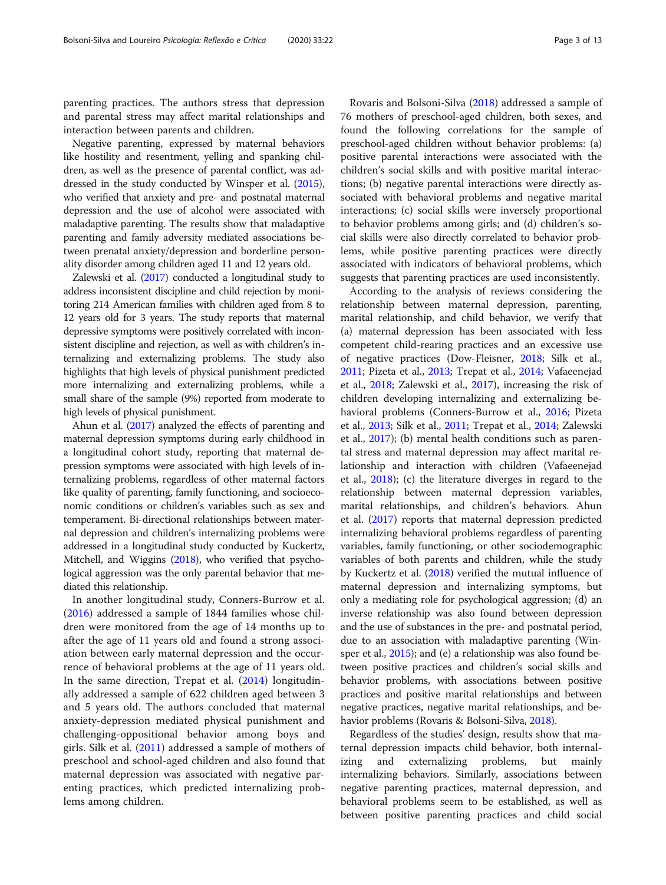parenting practices. The authors stress that depression and parental stress may affect marital relationships and interaction between parents and children.

Negative parenting, expressed by maternal behaviors like hostility and resentment, yelling and spanking children, as well as the presence of parental conflict, was addressed in the study conducted by Winsper et al. (2015), who verified that anxiety and pre- and postnatal maternal depression and the use of alcohol were associated with maladaptive parenting. The results show that maladaptive parenting and family adversity mediated associations between prenatal anxiety/depression and borderline personality disorder among children aged 11 and 12 years old.

Zalewski et al. (2017) conducted a longitudinal study to address inconsistent discipline and child rejection by monitoring 214 American families with children aged from 8 to 12 years old for 3 years. The study reports that maternal depressive symptoms were positively correlated with inconsistent discipline and rejection, as well as with children's internalizing and externalizing problems. The study also highlights that high levels of physical punishment predicted more internalizing and externalizing problems, while a small share of the sample (9%) reported from moderate to high levels of physical punishment.

Ahun et al. (2017) analyzed the effects of parenting and maternal depression symptoms during early childhood in a longitudinal cohort study, reporting that maternal depression symptoms were associated with high levels of internalizing problems, regardless of other maternal factors like quality of parenting, family functioning, and socioeconomic conditions or children's variables such as sex and temperament. Bi-directional relationships between maternal depression and children's internalizing problems were addressed in a longitudinal study conducted by Kuckertz, Mitchell, and Wiggins (2018), who verified that psychological aggression was the only parental behavior that mediated this relationship.

In another longitudinal study, Conners-Burrow et al. (2016) addressed a sample of 1844 families whose children were monitored from the age of 14 months up to after the age of 11 years old and found a strong association between early maternal depression and the occurrence of behavioral problems at the age of 11 years old. In the same direction, Trepat et al. (2014) longitudinally addressed a sample of 622 children aged between 3 and 5 years old. The authors concluded that maternal anxiety-depression mediated physical punishment and challenging-oppositional behavior among boys and girls. Silk et al. (2011) addressed a sample of mothers of preschool and school-aged children and also found that maternal depression was associated with negative parenting practices, which predicted internalizing problems among children.

Rovaris and Bolsoni-Silva (2018) addressed a sample of 76 mothers of preschool-aged children, both sexes, and found the following correlations for the sample of preschool-aged children without behavior problems: (a) positive parental interactions were associated with the children's social skills and with positive marital interactions; (b) negative parental interactions were directly associated with behavioral problems and negative marital interactions; (c) social skills were inversely proportional to behavior problems among girls; and (d) children's social skills were also directly correlated to behavior problems, while positive parenting practices were directly associated with indicators of behavioral problems, which suggests that parenting practices are used inconsistently.

According to the analysis of reviews considering the relationship between maternal depression, parenting, marital relationship, and child behavior, we verify that (a) maternal depression has been associated with less competent child-rearing practices and an excessive use of negative practices (Dow-Fleisner, 2018; Silk et al., 2011; Pizeta et al., 2013; Trepat et al., 2014; Vafaeenejad et al., 2018; Zalewski et al., 2017), increasing the risk of children developing internalizing and externalizing behavioral problems (Conners-Burrow et al., 2016; Pizeta et al., 2013; Silk et al., 2011; Trepat et al., 2014; Zalewski et al., 2017); (b) mental health conditions such as parental stress and maternal depression may affect marital relationship and interaction with children (Vafaeenejad et al., 2018); (c) the literature diverges in regard to the relationship between maternal depression variables, marital relationships, and children's behaviors. Ahun et al. (2017) reports that maternal depression predicted internalizing behavioral problems regardless of parenting variables, family functioning, or other sociodemographic variables of both parents and children, while the study by Kuckertz et al. (2018) verified the mutual influence of maternal depression and internalizing symptoms, but only a mediating role for psychological aggression; (d) an inverse relationship was also found between depression and the use of substances in the pre- and postnatal period, due to an association with maladaptive parenting (Winsper et al., 2015); and (e) a relationship was also found between positive practices and children's social skills and behavior problems, with associations between positive practices and positive marital relationships and between negative practices, negative marital relationships, and behavior problems (Rovaris & Bolsoni-Silva, 2018).

Regardless of the studies' design, results show that maternal depression impacts child behavior, both internalizing and externalizing problems, but mainly internalizing behaviors. Similarly, associations between negative parenting practices, maternal depression, and behavioral problems seem to be established, as well as between positive parenting practices and child social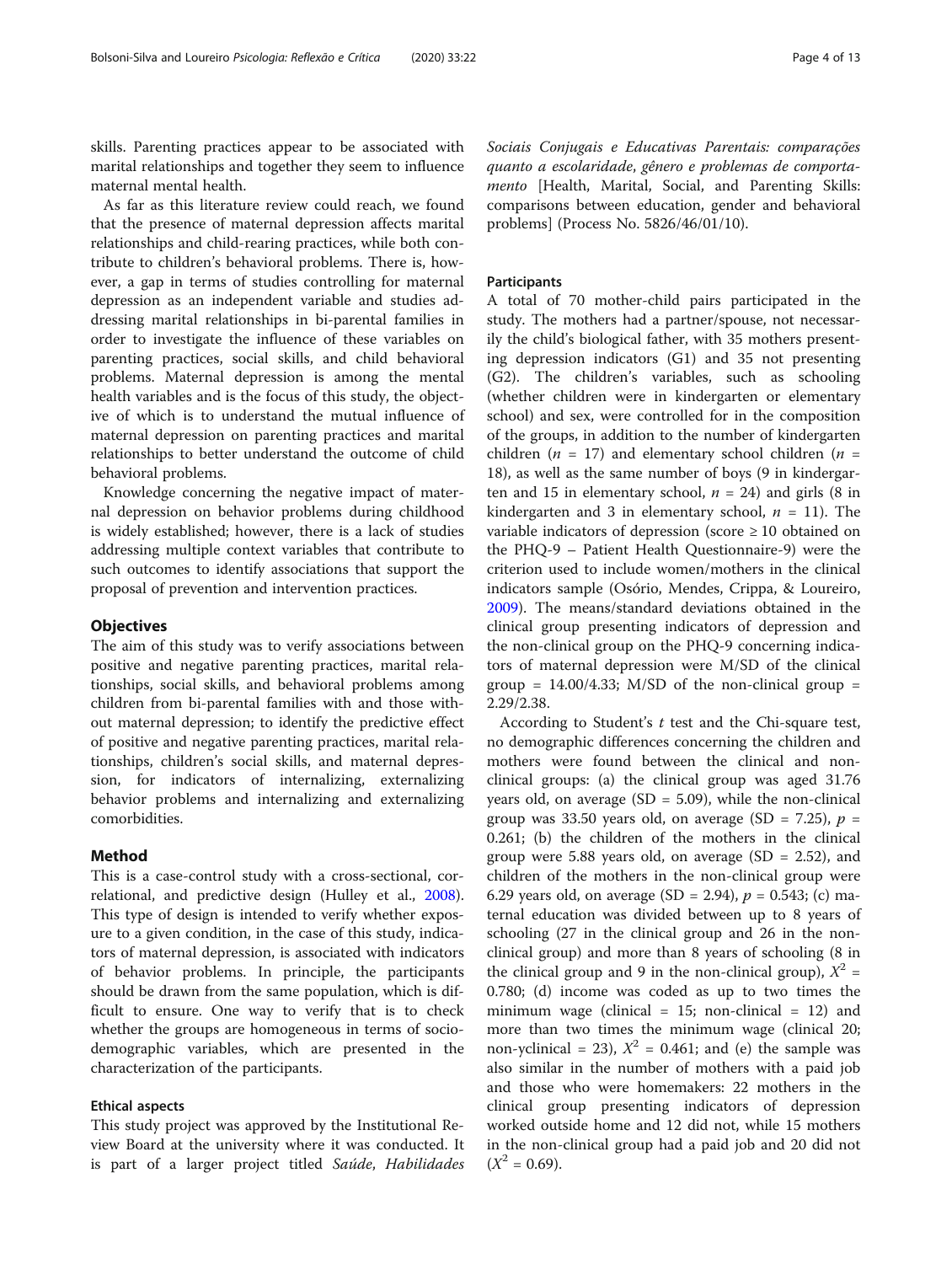skills. Parenting practices appear to be associated with marital relationships and together they seem to influence maternal mental health.

As far as this literature review could reach, we found that the presence of maternal depression affects marital relationships and child-rearing practices, while both contribute to children's behavioral problems. There is, however, a gap in terms of studies controlling for maternal depression as an independent variable and studies addressing marital relationships in bi-parental families in order to investigate the influence of these variables on parenting practices, social skills, and child behavioral problems. Maternal depression is among the mental health variables and is the focus of this study, the objective of which is to understand the mutual influence of maternal depression on parenting practices and marital relationships to better understand the outcome of child behavioral problems.

Knowledge concerning the negative impact of maternal depression on behavior problems during childhood is widely established; however, there is a lack of studies addressing multiple context variables that contribute to such outcomes to identify associations that support the proposal of prevention and intervention practices.

## Objectives

The aim of this study was to verify associations between positive and negative parenting practices, marital relationships, social skills, and behavioral problems among children from bi-parental families with and those without maternal depression; to identify the predictive effect of positive and negative parenting practices, marital relationships, children's social skills, and maternal depression, for indicators of internalizing, externalizing behavior problems and internalizing and externalizing comorbidities.

## Method

This is a case-control study with a cross-sectional, correlational, and predictive design (Hulley et al., 2008). This type of design is intended to verify whether exposure to a given condition, in the case of this study, indicators of maternal depression, is associated with indicators of behavior problems. In principle, the participants should be drawn from the same population, which is difficult to ensure. One way to verify that is to check whether the groups are homogeneous in terms of sociodemographic variables, which are presented in the characterization of the participants.

### Ethical aspects

This study project was approved by the Institutional Review Board at the university where it was conducted. It is part of a larger project titled *Saúde, Habilidades Sociais Conjugais e Educativas Parentais: comparações quanto a escolaridade, gênero e problemas de comportamento* [Health, Marital, Social, and Parenting Skills: comparisons between education, gender and behavioral problems] (Process No. 5826/46/01/10).

### Participants

A total of 70 mother-child pairs participated in the study. The mothers had a partner/spouse, not necessarily the child's biological father, with 35 mothers presenting depression indicators (G1) and 35 not presenting (G2). The children's variables, such as schooling (whether children were in kindergarten or elementary school) and sex, were controlled for in the composition of the groups, in addition to the number of kindergarten children ($n$ = 17) and elementary school children ($n$ = 18), as well as the same number of boys (9 in kindergarten and 15 in elementary school, $n$ = 24) and girls (8 in kindergarten and 3 in elementary school, $n$ = 11). The variable indicators of depression (score ≥ 10 obtained on the PHQ-9 – Patient Health Questionnaire-9) were the criterion used to include women/mothers in the clinical indicators sample (Osório, Mendes, Crippa, & Loureiro, 2009). The means/standard deviations obtained in the clinical group presenting indicators of depression and the non-clinical group on the PHQ-9 concerning indicators of maternal depression were M/SD of the clinical group = 14.00/4.33; M/SD of the non-clinical group = 2.29/2.38.

According to Student's $t$ test and the Chi-square test, no demographic differences concerning the children and mothers were found between the clinical and non-clinical groups: (a) the clinical group was aged 31.76 years old, on average (SD = 5.09), while the non-clinical group was 33.50 years old, on average (SD = 7.25), $p$ = 0.261; (b) the children of the mothers in the clinical group were 5.88 years old, on average (SD = 2.52), and children of the mothers in the non-clinical group were 6.29 years old, on average (SD = 2.94), $p$ = 0.543; (c) maternal education was divided between up to 8 years of schooling (27 in the clinical group and 26 in the non-clinical group) and more than 8 years of schooling (8 in the clinical group and 9 in the non-clinical group), $X^2$ = 0.780; (d) income was coded as up to two times the minimum wage (clinical = 15; non-clinical = 12) and more than two times the minimum wage (clinical 20; non-yclinical = 23), $X^2$ = 0.461; and (e) the sample was also similar in the number of mothers with a paid job and those who were homemakers: 22 mothers in the clinical group presenting indicators of depression worked outside home and 12 did not, while 15 mothers in the non-clinical group had a paid job and 20 did not ($X^2$ = 0.69).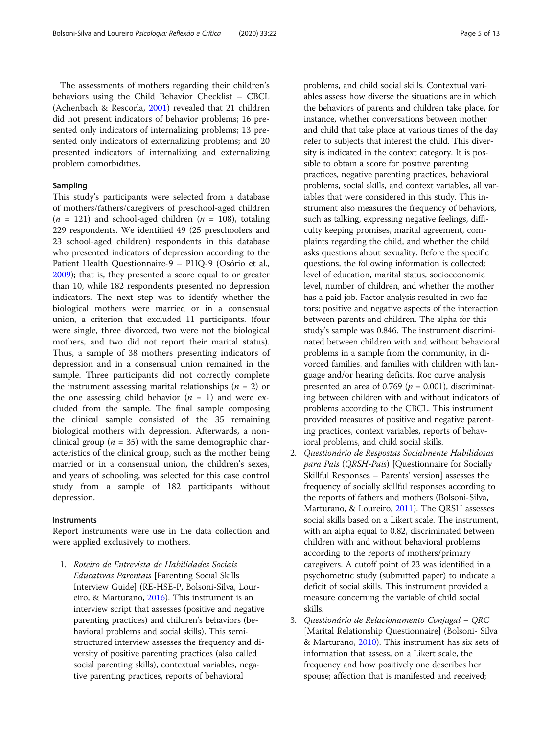The assessments of mothers regarding their children's behaviors using the Child Behavior Checklist – CBCL (Achenbach & Rescorla, 2001) revealed that 21 children did not present indicators of behavior problems; 16 presented only indicators of internalizing problems; 13 presented only indicators of externalizing problems; and 20 presented indicators of internalizing and externalizing problem comorbidities.

### Sampling

This study's participants were selected from a database of mothers/fathers/caregivers of preschool-aged children ($n$ = 121) and school-aged children ($n$ = 108), totaling 229 respondents. We identified 49 (25 preschoolers and 23 school-aged children) respondents in this database who presented indicators of depression according to the Patient Health Questionnaire-9 – PHQ-9 (Osório et al., 2009); that is, they presented a score equal to or greater than 10, while 182 respondents presented no depression indicators. The next step was to identify whether the biological mothers were married or in a consensual union, a criterion that excluded 11 participants. (four were single, three divorced, two were not the biological mothers, and two did not report their marital status). Thus, a sample of 38 mothers presenting indicators of depression and in a consensual union remained in the sample. Three participants did not correctly complete the instrument assessing marital relationships ($n$ = 2) or the one assessing child behavior ($n$ = 1) and were excluded from the sample. The final sample composing the clinical sample consisted of the 35 remaining biological mothers with depression. Afterwards, a non-clinical group ($n$ = 35) with the same demographic characteristics of the clinical group, such as the mother being married or in a consensual union, the children's sexes, and years of schooling, was selected for this case control study from a sample of 182 participants without depression.

### Instruments

Report instruments were use in the data collection and were applied exclusively to mothers.

1. *Roteiro de Entrevista de Habilidades Sociais Educativas Parentais* [Parenting Social Skills Interview Guide] (RE-HSE-P, Bolsoni-Silva, Loureiro, & Marturano, 2016). This instrument is an interview script that assesses (positive and negative parenting practices) and children's behaviors (behavioral problems and social skills). This semi-structured interview assesses the frequency and diversity of positive parenting practices (also called social parenting skills), contextual variables, negative parenting practices, reports of behavioral problems, and child social skills. Contextual variables assess how diverse the situations are in which the behaviors of parents and children take place, for instance, whether conversations between mother and child that take place at various times of the day refer to subjects that interest the child. This diversity is indicated in the context category. It is possible to obtain a score for positive parenting practices, negative parenting practices, behavioral problems, social skills, and context variables, all variables that were considered in this study. This instrument also measures the frequency of behaviors, such as talking, expressing negative feelings, difficulty keeping promises, marital agreement, complaints regarding the child, and whether the child asks questions about sexuality. Before the specific questions, the following information is collected: level of education, marital status, socioeconomic level, number of children, and whether the mother has a paid job. Factor analysis resulted in two factors: positive and negative aspects of the interaction between parents and children. The alpha for this study's sample was 0.846. The instrument discriminated between children with and without behavioral problems in a sample from the community, in divorced families, and families with children with language and/or hearing deficits. Roc curve analysis presented an area of 0.769 ($p$ = 0.001), discriminating between children with and without indicators of problems according to the CBCL. This instrument provided measures of positive and negative parenting practices, context variables, reports of behavioral problems, and child social skills.
2. *Questionário de Respostas Socialmente Habilidosas para Pais* (*QRSH-Pais*) [Questionnaire for Socially Skillful Responses – Parents' version] assesses the frequency of socially skillful responses according to the reports of fathers and mothers (Bolsoni-Silva, Marturano, & Loureiro, 2011). The QRSH assesses social skills based on a Likert scale. The instrument, with an alpha equal to 0.82, discriminated between children with and without behavioral problems according to the reports of mothers/primary caregivers. A cutoff point of 23 was identified in a psychometric study (submitted paper) to indicate a deficit of social skills. This instrument provided a measure concerning the variable of child social skills.
3. *Questionário de Relacionamento Conjugal – QRC* [Marital Relationship Questionnaire] (Bolsoni- Silva & Marturano, 2010). This instrument has six sets of information that assess, on a Likert scale, the frequency and how positively one describes her spouse; affection that is manifested and received;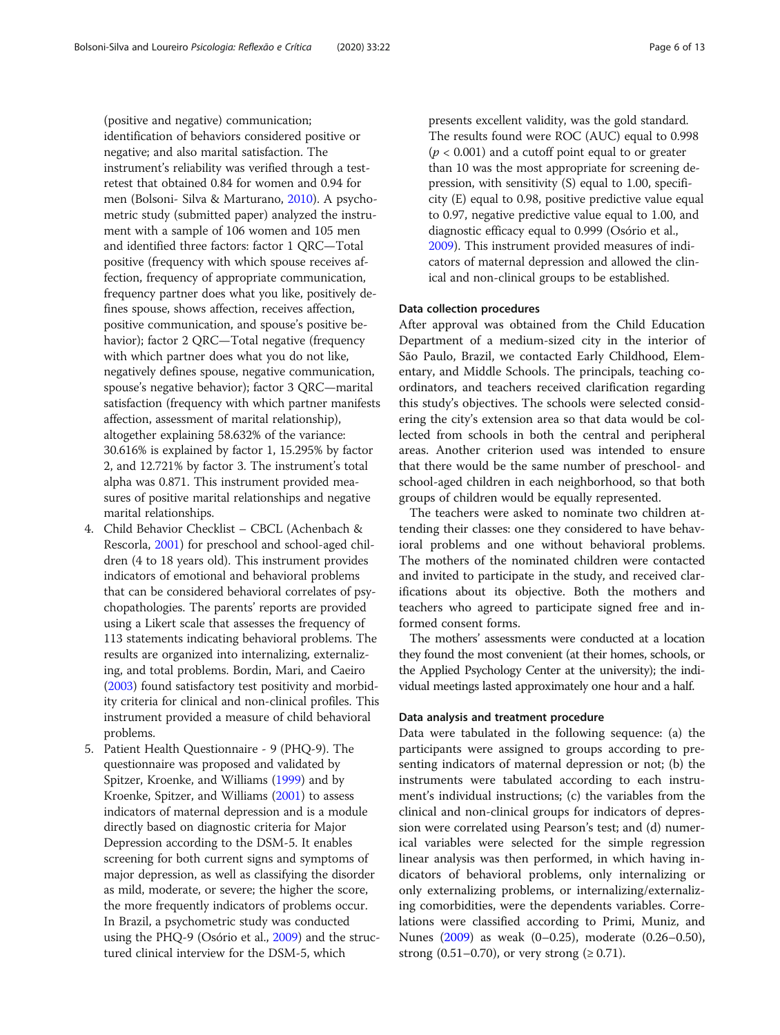(positive and negative) communication; identification of behaviors considered positive or negative; and also marital satisfaction. The instrument's reliability was verified through a test-retest that obtained 0.84 for women and 0.94 for men (Bolsoni- Silva & Marturano, 2010). A psychometric study (submitted paper) analyzed the instrument with a sample of 106 women and 105 men and identified three factors: factor 1 QRC—Total positive (frequency with which spouse receives affection, frequency of appropriate communication, frequency partner does what you like, positively defines spouse, shows affection, receives affection, positive communication, and spouse's positive behavior); factor 2 QRC—Total negative (frequency with which partner does what you do not like, negatively defines spouse, negative communication, spouse's negative behavior); factor 3 QRC—marital satisfaction (frequency with which partner manifests affection, assessment of marital relationship), altogether explaining 58.632% of the variance: 30.616% is explained by factor 1, 15.295% by factor 2, and 12.721% by factor 3. The instrument's total alpha was 0.871. This instrument provided measures of positive marital relationships and negative marital relationships.

4. Child Behavior Checklist – CBCL (Achenbach & Rescorla, 2001) for preschool and school-aged children (4 to 18 years old). This instrument provides indicators of emotional and behavioral problems that can be considered behavioral correlates of psychopathologies. The parents' reports are provided using a Likert scale that assesses the frequency of 113 statements indicating behavioral problems. The results are organized into internalizing, externalizing, and total problems. Bordin, Mari, and Caeiro (2003) found satisfactory test positivity and morbidity criteria for clinical and non-clinical profiles. This instrument provided a measure of child behavioral problems.
5. Patient Health Questionnaire - 9 (PHQ-9). The questionnaire was proposed and validated by Spitzer, Kroenke, and Williams (1999) and by Kroenke, Spitzer, and Williams (2001) to assess indicators of maternal depression and is a module directly based on diagnostic criteria for Major Depression according to the DSM-5. It enables screening for both current signs and symptoms of major depression, as well as classifying the disorder as mild, moderate, or severe; the higher the score, the more frequently indicators of problems occur. In Brazil, a psychometric study was conducted using the PHQ-9 (Osório et al., 2009) and the structured clinical interview for the DSM-5, which presents excellent validity, was the gold standard. The results found were ROC (AUC) equal to 0.998 ($p < 0.001$) and a cutoff point equal to or greater than 10 was the most appropriate for screening depression, with sensitivity (S) equal to 1.00, specificity (E) equal to 0.98, positive predictive value equal to 0.97, negative predictive value equal to 1.00, and diagnostic efficacy equal to 0.999 (Osório et al., 2009). This instrument provided measures of indicators of maternal depression and allowed the clinical and non-clinical groups to be established.

### Data collection procedures

After approval was obtained from the Child Education Department of a medium-sized city in the interior of São Paulo, Brazil, we contacted Early Childhood, Elementary, and Middle Schools. The principals, teaching coordinators, and teachers received clarification regarding this study's objectives. The schools were selected considering the city's extension area so that data would be collected from schools in both the central and peripheral areas. Another criterion used was intended to ensure that there would be the same number of preschool- and school-aged children in each neighborhood, so that both groups of children would be equally represented.

The teachers were asked to nominate two children attending their classes: one they considered to have behavioral problems and one without behavioral problems. The mothers of the nominated children were contacted and invited to participate in the study, and received clarifications about its objective. Both the mothers and teachers who agreed to participate signed free and informed consent forms.

The mothers' assessments were conducted at a location they found the most convenient (at their homes, schools, or the Applied Psychology Center at the university); the individual meetings lasted approximately one hour and a half.

### Data analysis and treatment procedure

Data were tabulated in the following sequence: (a) the participants were assigned to groups according to presenting indicators of maternal depression or not; (b) the instruments were tabulated according to each instrument's individual instructions; (c) the variables from the clinical and non-clinical groups for indicators of depression were correlated using Pearson's test; and (d) numerical variables were selected for the simple regression linear analysis was then performed, in which having indicators of behavioral problems, only internalizing or only externalizing problems, or internalizing/externalizing comorbidities, were the dependents variables. Correlations were classified according to Primi, Muniz, and Nunes (2009) as weak (0–0.25), moderate (0.26–0.50), strong (0.51–0.70), or very strong (≥ 0.71).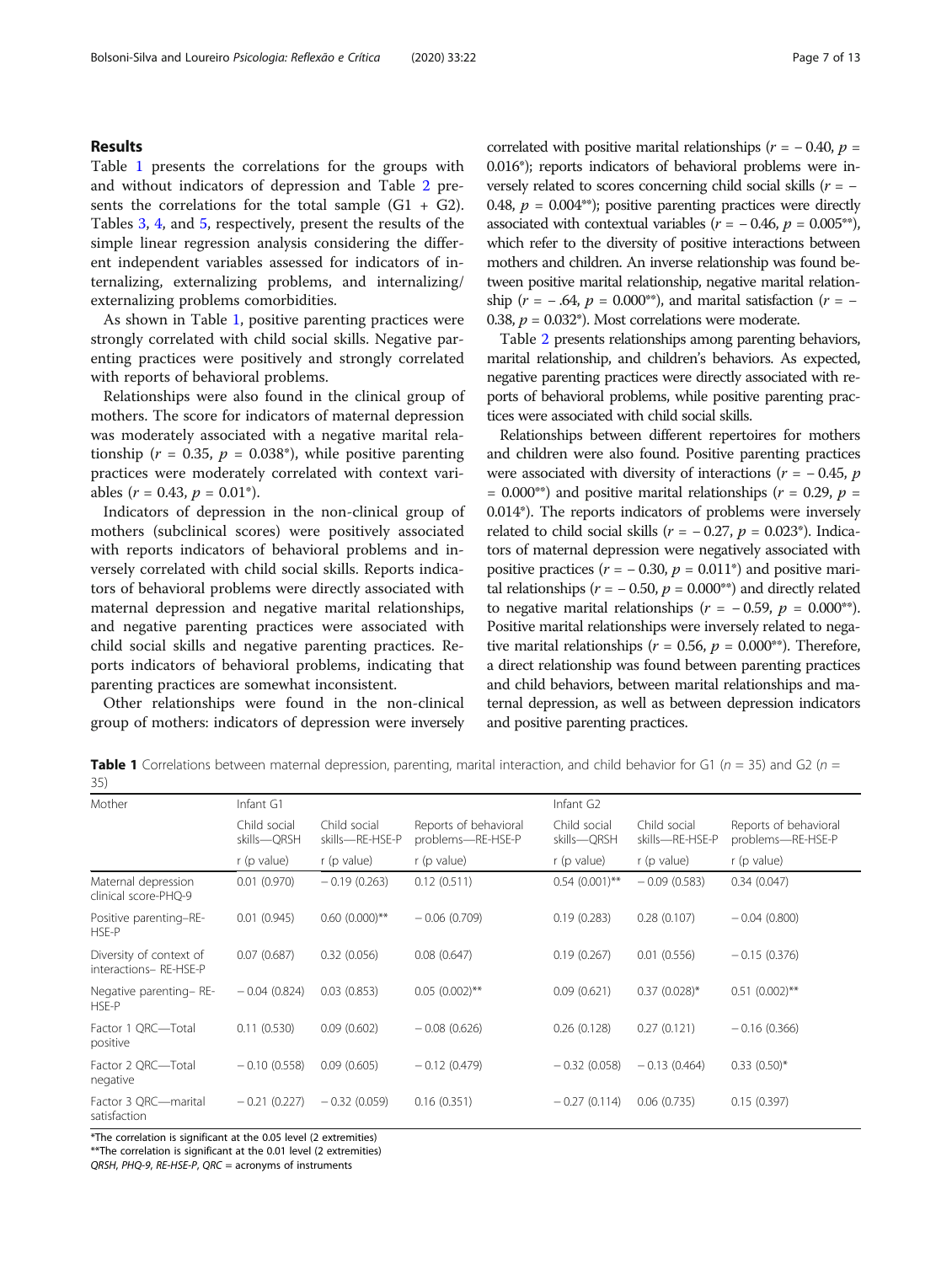## Results

Table 1 presents the correlations for the groups with and without indicators of depression and Table 2 presents the correlations for the total sample (G1 + G2). Tables 3, 4, and 5, respectively, present the results of the simple linear regression analysis considering the different independent variables assessed for indicators of internalizing, externalizing problems, and internalizing/externalizing problems comorbidities.

As shown in Table 1, positive parenting practices were strongly correlated with child social skills. Negative parenting practices were positively and strongly correlated with reports of behavioral problems.

Relationships were also found in the clinical group of mothers. The score for indicators of maternal depression was moderately associated with a negative marital relationship ($r = 0.35$, $p = 0.038^*$), while positive parenting practices were moderately correlated with context variables ($r = 0.43$, $p = 0.01^*$).

Indicators of depression in the non-clinical group of mothers (subclinical scores) were positively associated with reports indicators of behavioral problems and inversely correlated with child social skills. Reports indicators of behavioral problems were directly associated with maternal depression and negative marital relationships, and negative parenting practices were associated with child social skills and negative parenting practices. Reports indicators of behavioral problems, indicating that parenting practices are somewhat inconsistent.

Other relationships were found in the non-clinical group of mothers: indicators of depression were inversely correlated with positive marital relationships ($r = -0.40$, $p = 0.016^*$); reports indicators of behavioral problems were inversely related to scores concerning child social skills ($r = -0.48$, $p = 0.004^{**}$); positive parenting practices were directly associated with contextual variables ($r = -0.46$, $p = 0.005^{**}$), which refer to the diversity of positive interactions between mothers and children. An inverse relationship was found between positive marital relationship, negative marital relationship ($r = -.64$, $p = 0.000^{**}$), and marital satisfaction ($r = -0.38$, $p = 0.032^*$). Most correlations were moderate.

Table 2 presents relationships among parenting behaviors, marital relationship, and children's behaviors. As expected, negative parenting practices were directly associated with reports of behavioral problems, while positive parenting practices were associated with child social skills.

Relationships between different repertoires for mothers and children were also found. Positive parenting practices were associated with diversity of interactions ($r = -0.45$, $p = 0.000^{**}$) and positive marital relationships ($r = 0.29$, $p = 0.014^*$). The reports indicators of problems were inversely related to child social skills ($r = -0.27$, $p = 0.023^*$). Indicators of maternal depression were negatively associated with positive practices ($r = -0.30$, $p = 0.011^*$) and positive marital relationships ($r = -0.50$, $p = 0.000^{**}$) and directly related to negative marital relationships ($r = -0.59$, $p = 0.000^{**}$). Positive marital relationships were inversely related to negative marital relationships ($r = 0.56$, $p = 0.000^{**}$). Therefore, a direct relationship was found between parenting practices and child behaviors, between marital relationships and maternal depression, as well as between depression indicators and positive parenting practices.

**Table 1** Correlations between maternal depression, parenting, marital interaction, and child behavior for G1 ($n$ = 35) and G2 ($n$ = 35)

| Mother | Infant G1 | | | Infant G2 | | |
|---|---|---|---|---|---|---|
| | Child social skills—QRSH | Child social skills—RE-HSE-P | Reports of behavioral problems—RE-HSE-P | Child social skills—QRSH | Child social skills—RE-HSE-P | Reports of behavioral problems—RE-HSE-P |
| | r (p value) | r (p value) | r (p value) | r (p value) | r (p value) | r (p value) |
| Maternal depression clinical score-PHQ-9 | 0.01 (0.970) | − 0.19 (0.263) | 0.12 (0.511) | 0.54 (0.001)** | − 0.09 (0.583) | 0.34 (0.047) |
| Positive parenting–RE-HSE-P | 0.01 (0.945) | 0.60 (0.000)** | − 0.06 (0.709) | 0.19 (0.283) | 0.28 (0.107) | − 0.04 (0.800) |
| Diversity of context of interactions– RE-HSE-P | 0.07 (0.687) | 0.32 (0.056) | 0.08 (0.647) | 0.19 (0.267) | 0.01 (0.556) | − 0.15 (0.376) |
| Negative parenting– RE-HSE-P | − 0.04 (0.824) | 0.03 (0.853) | 0.05 (0.002)** | 0.09 (0.621) | 0.37 (0.028)* | 0.51 (0.002)** |
| Factor 1 QRC—Total positive | 0.11 (0.530) | 0.09 (0.602) | − 0.08 (0.626) | 0.26 (0.128) | 0.27 (0.121) | − 0.16 (0.366) |
| Factor 2 QRC—Total negative | − 0.10 (0.558) | 0.09 (0.605) | − 0.12 (0.479) | − 0.32 (0.058) | − 0.13 (0.464) | 0.33 (0.50)* |
| Factor 3 QRC—marital satisfaction | − 0.21 (0.227) | − 0.32 (0.059) | 0.16 (0.351) | − 0.27 (0.114) | 0.06 (0.735) | 0.15 (0.397) |

*The correlation is significant at the 0.05 level (2 extremities)

**The correlation is significant at the 0.01 level (2 extremities)

*QRSH*, *PHQ-9*, *RE-HSE-P*, *QRC* = acronyms of instruments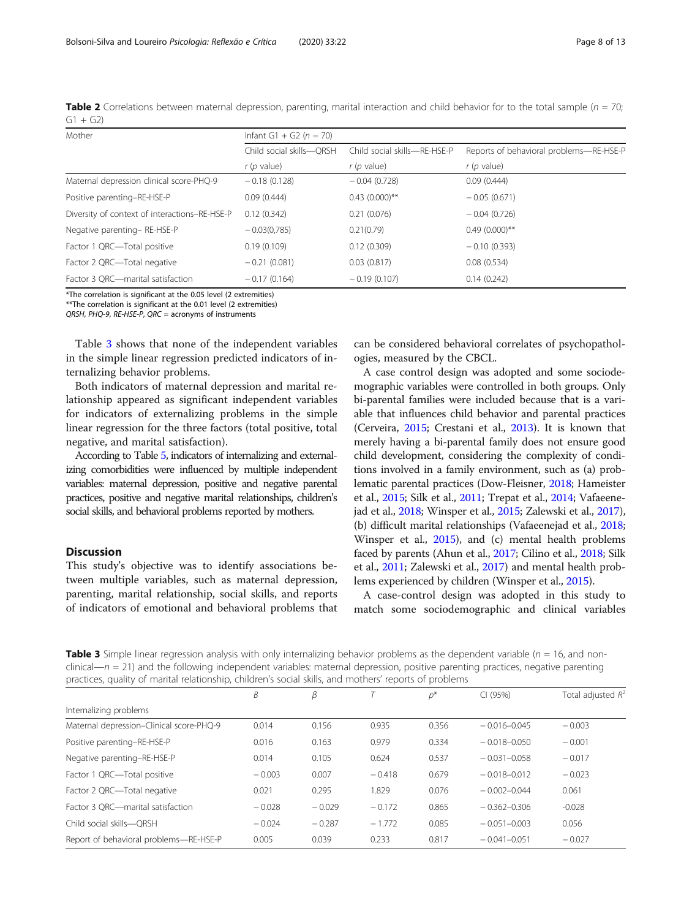**Table 2** Correlations between maternal depression, parenting, marital interaction and child behavior for to the total sample ($n$ = 70; G1 + G2)

| Mother | Infant G1 + G2 ($n$ = 70) | | |
|---|---|---|---|
| | Child social skills—QRSH | Child social skills—RE-HSE-P | Reports of behavioral problems—RE-HSE-P |
| | $r$ ($p$ value) | $r$ ($p$ value) | $r$ ($p$ value) |
| Maternal depression clinical score-PHQ-9 | − 0.18 (0.128) | − 0.04 (0.728) | 0.09 (0.444) |
| Positive parenting–RE-HSE-P | 0.09 (0.444) | 0.43 (0.000)** | − 0.05 (0.671) |
| Diversity of context of interactions–RE-HSE-P | 0.12 (0.342) | 0.21 (0.076) | − 0.04 (0.726) |
| Negative parenting– RE-HSE-P | − 0.03(0,785) | 0.21(0.79) | 0.49 (0.000)** |
| Factor 1 QRC—Total positive | 0.19 (0.109) | 0.12 (0.309) | − 0.10 (0.393) |
| Factor 2 QRC—Total negative | − 0.21 (0.081) | 0.03 (0.817) | 0.08 (0.534) |
| Factor 3 QRC—marital satisfaction | − 0.17 (0.164) | − 0.19 (0.107) | 0.14 (0.242) |

*The correlation is significant at the 0.05 level (2 extremities)
**The correlation is significant at the 0.01 level (2 extremities)
*QRSH*, *PHQ-9*, *RE-HSE-P*, *QRC* = acronyms of instruments

Table 3 shows that none of the independent variables in the simple linear regression predicted indicators of internalizing behavior problems.

Both indicators of maternal depression and marital relationship appeared as significant independent variables for indicators of externalizing problems in the simple linear regression for the three factors (total positive, total negative, and marital satisfaction).

According to Table 5, indicators of internalizing and externalizing comorbidities were influenced by multiple independent variables: maternal depression, positive and negative parental practices, positive and negative marital relationships, children's social skills, and behavioral problems reported by mothers.

## Discussion

This study's objective was to identify associations between multiple variables, such as maternal depression, parenting, marital relationship, social skills, and reports of indicators of emotional and behavioral problems that can be considered behavioral correlates of psychopathologies, measured by the CBCL.

A case control design was adopted and some sociodemographic variables were controlled in both groups. Only bi-parental families were included because that is a variable that influences child behavior and parental practices (Cerveira, 2015; Crestani et al., 2013). It is known that merely having a bi-parental family does not ensure good child development, considering the complexity of conditions involved in a family environment, such as (a) problematic parental practices (Dow-Fleisner, 2018; Hameister et al., 2015; Silk et al., 2011; Trepat et al., 2014; Vafaeenejad et al., 2018; Winsper et al., 2015; Zalewski et al., 2017), (b) difficult marital relationships (Vafaeenejad et al., 2018; Winsper et al., 2015), and (c) mental health problems faced by parents (Ahun et al., 2017; Cilino et al., 2018; Silk et al., 2011; Zalewski et al., 2017) and mental health problems experienced by children (Winsper et al., 2015).

A case-control design was adopted in this study to match some sociodemographic and clinical variables

**Table 3** Simple linear regression analysis with only internalizing behavior problems as the dependent variable ($n$ = 16, and non-clinical—$n$ = 21) and the following independent variables: maternal depression, positive parenting practices, negative parenting practices, quality of marital relationship, children's social skills, and mothers' reports of problems

| | $B$ | $\beta$ | $T$ | $p$* | CI (95%) | Total adjusted $R^2$ |
|---|---|---|---|---|---|---|
| Internalizing problems | | | | | | |
| Maternal depression–Clinical score-PHQ-9 | 0.014 | 0.156 | 0.935 | 0.356 | − 0.016–0.045 | − 0.003 |
| Positive parenting–RE-HSE-P | 0.016 | 0.163 | 0.979 | 0.334 | − 0.018–0.050 | − 0.001 |
| Negative parenting–RE-HSE-P | 0.014 | 0.105 | 0.624 | 0.537 | − 0.031–0.058 | − 0.017 |
| Factor 1 QRC—Total positive | − 0.003 | 0.007 | − 0.418 | 0.679 | − 0.018–0.012 | − 0.023 |
| Factor 2 QRC—Total negative | 0.021 | 0.295 | 1.829 | 0.076 | − 0.002–0.044 | 0.061 |
| Factor 3 QRC—marital satisfaction | − 0.028 | − 0.029 | − 0.172 | 0.865 | − 0.362–0.306 | -0.028 |
| Child social skills—QRSH | − 0.024 | − 0.287 | − 1.772 | 0.085 | − 0.051–0.003 | 0.056 |
| Report of behavioral problems—RE-HSE-P | 0.005 | 0.039 | 0.233 | 0.817 | − 0.041–0.051 | − 0.027 |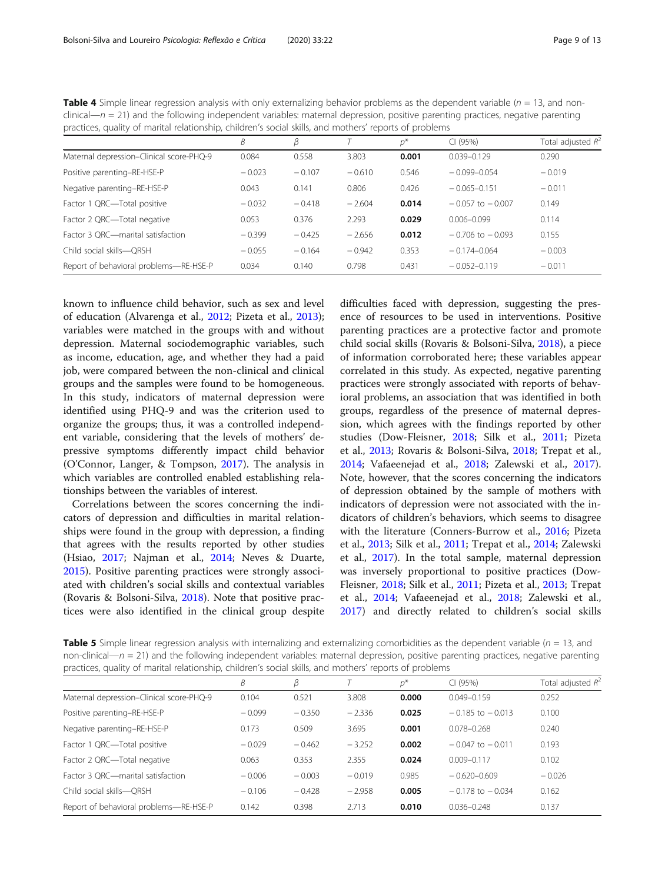**Table 4** Simple linear regression analysis with only externalizing behavior problems as the dependent variable ($n = 13$, and non-clinical—$n = 21$) and the following independent variables: maternal depression, positive parenting practices, negative parenting practices, quality of marital relationship, children's social skills, and mothers' reports of problems

| | $B$ | $\beta$ | $T$ | $p^*$ | CI (95%) | Total adjusted $R^2$ |
|---|---|---|---|---|---|---|
| Maternal depression–Clinical score-PHQ-9 | 0.084 | 0.558 | 3.803 | **0.001** | 0.039–0.129 | 0.290 |
| Positive parenting–RE-HSE-P | − 0.023 | − 0.107 | − 0.610 | 0.546 | − 0.099–0.054 | − 0.019 |
| Negative parenting–RE-HSE-P | 0.043 | 0.141 | 0.806 | 0.426 | − 0.065–0.151 | − 0.011 |
| Factor 1 QRC—Total positive | − 0.032 | − 0.418 | − 2.604 | **0.014** | − 0.057 to − 0.007 | 0.149 |
| Factor 2 QRC—Total negative | 0.053 | 0.376 | 2.293 | **0.029** | 0.006–0.099 | 0.114 |
| Factor 3 QRC—marital satisfaction | − 0.399 | − 0.425 | − 2.656 | **0.012** | − 0.706 to − 0.093 | 0.155 |
| Child social skills—QRSH | − 0.055 | − 0.164 | − 0.942 | 0.353 | − 0.174–0.064 | − 0.003 |
| Report of behavioral problems—RE-HSE-P | 0.034 | 0.140 | 0.798 | 0.431 | − 0.052–0.119 | − 0.011 |

known to influence child behavior, such as sex and level of education (Alvarenga et al., 2012; Pizeta et al., 2013); variables were matched in the groups with and without depression. Maternal sociodemographic variables, such as income, education, age, and whether they had a paid job, were compared between the non-clinical and clinical groups and the samples were found to be homogeneous. In this study, indicators of maternal depression were identified using PHQ-9 and was the criterion used to organize the groups; thus, it was a controlled independent variable, considering that the levels of mothers' depressive symptoms differently impact child behavior (O'Connor, Langer, & Tompson, 2017). The analysis in which variables are controlled enabled establishing relationships between the variables of interest.

Correlations between the scores concerning the indicators of depression and difficulties in marital relationships were found in the group with depression, a finding that agrees with the results reported by other studies (Hsiao, 2017; Najman et al., 2014; Neves & Duarte, 2015). Positive parenting practices were strongly associated with children's social skills and contextual variables (Rovaris & Bolsoni-Silva, 2018). Note that positive practices were also identified in the clinical group despite difficulties faced with depression, suggesting the presence of resources to be used in interventions. Positive parenting practices are a protective factor and promote child social skills (Rovaris & Bolsoni-Silva, 2018), a piece of information corroborated here; these variables appear correlated in this study. As expected, negative parenting practices were strongly associated with reports of behavioral problems, an association that was identified in both groups, regardless of the presence of maternal depression, which agrees with the findings reported by other studies (Dow-Fleisner, 2018; Silk et al., 2011; Pizeta et al., 2013; Rovaris & Bolsoni-Silva, 2018; Trepat et al., 2014; Vafaeenejad et al., 2018; Zalewski et al., 2017). Note, however, that the scores concerning the indicators of depression obtained by the sample of mothers with indicators of depression were not associated with the indicators of children's behaviors, which seems to disagree with the literature (Conners-Burrow et al., 2016; Pizeta et al., 2013; Silk et al., 2011; Trepat et al., 2014; Zalewski et al., 2017). In the total sample, maternal depression was inversely proportional to positive practices (Dow-Fleisner, 2018; Silk et al., 2011; Pizeta et al., 2013; Trepat et al., 2014; Vafaeenejad et al., 2018; Zalewski et al., 2017) and directly related to children's social skills

**Table 5** Simple linear regression analysis with internalizing and externalizing comorbidities as the dependent variable ($n = 13$, and non-clinical—$n = 21$) and the following independent variables: maternal depression, positive parenting practices, negative parenting practices, quality of marital relationship, children's social skills, and mothers' reports of problems

| | $B$ | $\beta$ | $T$ | $p^*$ | CI (95%) | Total adjusted $R^2$ |
|---|---|---|---|---|---|---|
| Maternal depression–Clinical score-PHQ-9 | 0.104 | 0.521 | 3.808 | **0.000** | 0.049–0.159 | 0.252 |
| Positive parenting–RE-HSE-P | − 0.099 | − 0.350 | − 2.336 | **0.025** | − 0.185 to − 0.013 | 0.100 |
| Negative parenting–RE-HSE-P | 0.173 | 0.509 | 3.695 | **0.001** | 0.078–0.268 | 0.240 |
| Factor 1 QRC—Total positive | − 0.029 | − 0.462 | − 3.252 | **0.002** | − 0.047 to − 0.011 | 0.193 |
| Factor 2 QRC—Total negative | 0.063 | 0.353 | 2.355 | **0.024** | 0.009–0.117 | 0.102 |
| Factor 3 QRC—marital satisfaction | − 0.006 | − 0.003 | − 0.019 | 0.985 | − 0.620–0.609 | − 0.026 |
| Child social skills—QRSH | − 0.106 | − 0.428 | − 2.958 | **0.005** | − 0.178 to − 0.034 | 0.162 |
| Report of behavioral problems—RE-HSE-P | 0.142 | 0.398 | 2.713 | **0.010** | 0.036–0.248 | 0.137 |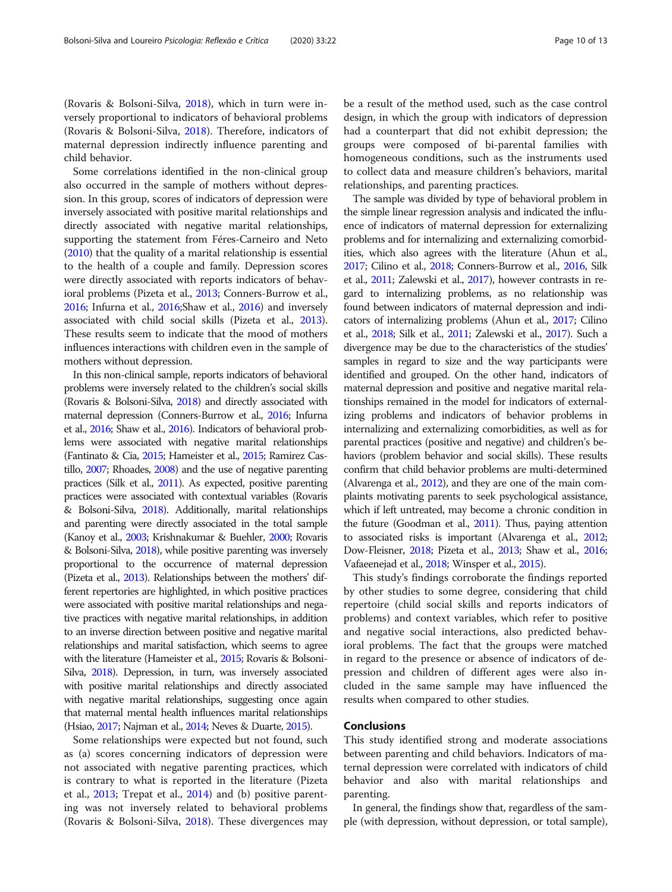(Rovaris & Bolsoni-Silva, 2018), which in turn were inversely proportional to indicators of behavioral problems (Rovaris & Bolsoni-Silva, 2018). Therefore, indicators of maternal depression indirectly influence parenting and child behavior.

Some correlations identified in the non-clinical group also occurred in the sample of mothers without depression. In this group, scores of indicators of depression were inversely associated with positive marital relationships and directly associated with negative marital relationships, supporting the statement from Féres-Carneiro and Neto (2010) that the quality of a marital relationship is essential to the health of a couple and family. Depression scores were directly associated with reports indicators of behavioral problems (Pizeta et al., 2013; Conners-Burrow et al., 2016; Infurna et al., 2016;Shaw et al., 2016) and inversely associated with child social skills (Pizeta et al., 2013). These results seem to indicate that the mood of mothers influences interactions with children even in the sample of mothers without depression.

In this non-clinical sample, reports indicators of behavioral problems were inversely related to the children's social skills (Rovaris & Bolsoni-Silva, 2018) and directly associated with maternal depression (Conners-Burrow et al., 2016; Infurna et al., 2016; Shaw et al., 2016). Indicators of behavioral problems were associated with negative marital relationships (Fantinato & Cia, 2015; Hameister et al., 2015; Ramirez Castillo, 2007; Rhoades, 2008) and the use of negative parenting practices (Silk et al., 2011). As expected, positive parenting practices were associated with contextual variables (Rovaris & Bolsoni-Silva, 2018). Additionally, marital relationships and parenting were directly associated in the total sample (Kanoy et al., 2003; Krishnakumar & Buehler, 2000; Rovaris & Bolsoni-Silva, 2018), while positive parenting was inversely proportional to the occurrence of maternal depression (Pizeta et al., 2013). Relationships between the mothers' different repertories are highlighted, in which positive practices were associated with positive marital relationships and negative practices with negative marital relationships, in addition to an inverse direction between positive and negative marital relationships and marital satisfaction, which seems to agree with the literature (Hameister et al., 2015; Rovaris & Bolsoni-Silva, 2018). Depression, in turn, was inversely associated with positive marital relationships and directly associated with negative marital relationships, suggesting once again that maternal mental health influences marital relationships (Hsiao, 2017; Najman et al., 2014; Neves & Duarte, 2015).

Some relationships were expected but not found, such as (a) scores concerning indicators of depression were not associated with negative parenting practices, which is contrary to what is reported in the literature (Pizeta et al., 2013; Trepat et al., 2014) and (b) positive parenting was not inversely related to behavioral problems (Rovaris & Bolsoni-Silva, 2018). These divergences may be a result of the method used, such as the case control design, in which the group with indicators of depression had a counterpart that did not exhibit depression; the groups were composed of bi-parental families with homogeneous conditions, such as the instruments used to collect data and measure children's behaviors, marital relationships, and parenting practices.

The sample was divided by type of behavioral problem in the simple linear regression analysis and indicated the influence of indicators of maternal depression for externalizing problems and for internalizing and externalizing comorbidities, which also agrees with the literature (Ahun et al., 2017; Cilino et al., 2018; Conners-Burrow et al., 2016, Silk et al., 2011; Zalewski et al., 2017), however contrasts in regard to internalizing problems, as no relationship was found between indicators of maternal depression and indicators of internalizing problems (Ahun et al., 2017; Cilino et al., 2018; Silk et al., 2011; Zalewski et al., 2017). Such a divergence may be due to the characteristics of the studies' samples in regard to size and the way participants were identified and grouped. On the other hand, indicators of maternal depression and positive and negative marital relationships remained in the model for indicators of externalizing problems and indicators of behavior problems in internalizing and externalizing comorbidities, as well as for parental practices (positive and negative) and children's behaviors (problem behavior and social skills). These results confirm that child behavior problems are multi-determined (Alvarenga et al., 2012), and they are one of the main complaints motivating parents to seek psychological assistance, which if left untreated, may become a chronic condition in the future (Goodman et al., 2011). Thus, paying attention to associated risks is important (Alvarenga et al., 2012; Dow-Fleisner, 2018; Pizeta et al., 2013; Shaw et al., 2016; Vafaeenejad et al., 2018; Winsper et al., 2015).

This study's findings corroborate the findings reported by other studies to some degree, considering that child repertoire (child social skills and reports indicators of problems) and context variables, which refer to positive and negative social interactions, also predicted behavioral problems. The fact that the groups were matched in regard to the presence or absence of indicators of depression and children of different ages were also included in the same sample may have influenced the results when compared to other studies.

## Conclusions

This study identified strong and moderate associations between parenting and child behaviors. Indicators of maternal depression were correlated with indicators of child behavior and also with marital relationships and parenting.

In general, the findings show that, regardless of the sample (with depression, without depression, or total sample),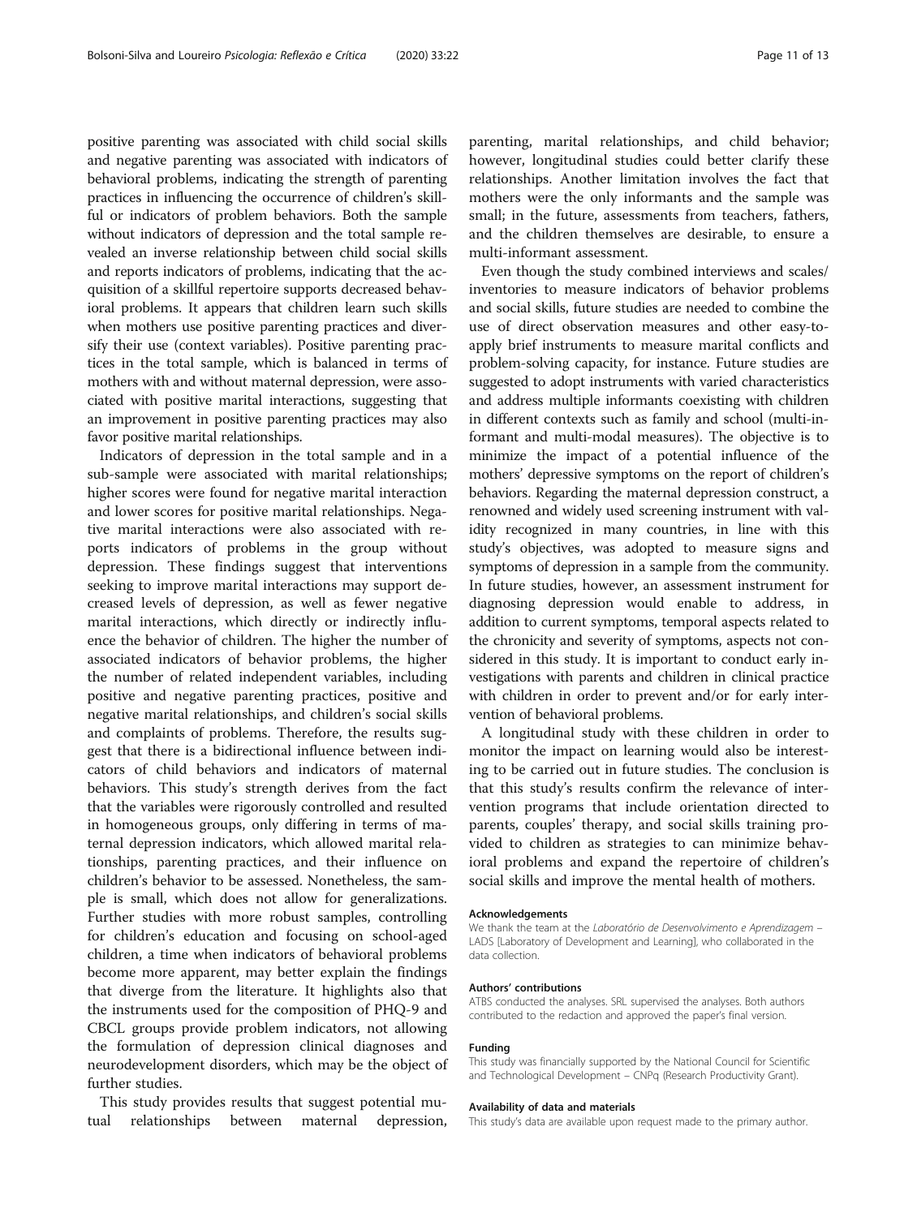positive parenting was associated with child social skills and negative parenting was associated with indicators of behavioral problems, indicating the strength of parenting practices in influencing the occurrence of children's skillful or indicators of problem behaviors. Both the sample without indicators of depression and the total sample revealed an inverse relationship between child social skills and reports indicators of problems, indicating that the acquisition of a skillful repertoire supports decreased behavioral problems. It appears that children learn such skills when mothers use positive parenting practices and diversify their use (context variables). Positive parenting practices in the total sample, which is balanced in terms of mothers with and without maternal depression, were associated with positive marital interactions, suggesting that an improvement in positive parenting practices may also favor positive marital relationships.

Indicators of depression in the total sample and in a sub-sample were associated with marital relationships; higher scores were found for negative marital interaction and lower scores for positive marital relationships. Negative marital interactions were also associated with reports indicators of problems in the group without depression. These findings suggest that interventions seeking to improve marital interactions may support decreased levels of depression, as well as fewer negative marital interactions, which directly or indirectly influence the behavior of children. The higher the number of associated indicators of behavior problems, the higher the number of related independent variables, including positive and negative parenting practices, positive and negative marital relationships, and children's social skills and complaints of problems. Therefore, the results suggest that there is a bidirectional influence between indicators of child behaviors and indicators of maternal behaviors. This study's strength derives from the fact that the variables were rigorously controlled and resulted in homogeneous groups, only differing in terms of maternal depression indicators, which allowed marital relationships, parenting practices, and their influence on children's behavior to be assessed. Nonetheless, the sample is small, which does not allow for generalizations. Further studies with more robust samples, controlling for children's education and focusing on school-aged children, a time when indicators of behavioral problems become more apparent, may better explain the findings that diverge from the literature. It highlights also that the instruments used for the composition of PHQ-9 and CBCL groups provide problem indicators, not allowing the formulation of depression clinical diagnoses and neurodevelopment disorders, which may be the object of further studies.

This study provides results that suggest potential mutual relationships between maternal depression, parenting, marital relationships, and child behavior; however, longitudinal studies could better clarify these relationships. Another limitation involves the fact that mothers were the only informants and the sample was small; in the future, assessments from teachers, fathers, and the children themselves are desirable, to ensure a multi-informant assessment.

Even though the study combined interviews and scales/inventories to measure indicators of behavior problems and social skills, future studies are needed to combine the use of direct observation measures and other easy-to-apply brief instruments to measure marital conflicts and problem-solving capacity, for instance. Future studies are suggested to adopt instruments with varied characteristics and address multiple informants coexisting with children in different contexts such as family and school (multi-informant and multi-modal measures). The objective is to minimize the impact of a potential influence of the mothers' depressive symptoms on the report of children's behaviors. Regarding the maternal depression construct, a renowned and widely used screening instrument with validity recognized in many countries, in line with this study's objectives, was adopted to measure signs and symptoms of depression in a sample from the community. In future studies, however, an assessment instrument for diagnosing depression would enable to address, in addition to current symptoms, temporal aspects related to the chronicity and severity of symptoms, aspects not considered in this study. It is important to conduct early investigations with parents and children in clinical practice with children in order to prevent and/or for early intervention of behavioral problems.

A longitudinal study with these children in order to monitor the impact on learning would also be interesting to be carried out in future studies. The conclusion is that this study's results confirm the relevance of intervention programs that include orientation directed to parents, couples' therapy, and social skills training provided to children as strategies to can minimize behavioral problems and expand the repertoire of children's social skills and improve the mental health of mothers.

#### Acknowledgements

We thank the team at the *Laboratório de Desenvolvimento e Aprendizagem* – LADS [Laboratory of Development and Learning], who collaborated in the data collection.

#### Authors' contributions

ATBS conducted the analyses. SRL supervised the analyses. Both authors contributed to the redaction and approved the paper's final version.

#### Funding

This study was financially supported by the National Council for Scientific and Technological Development – CNPq (Research Productivity Grant).

#### Availability of data and materials

This study's data are available upon request made to the primary author.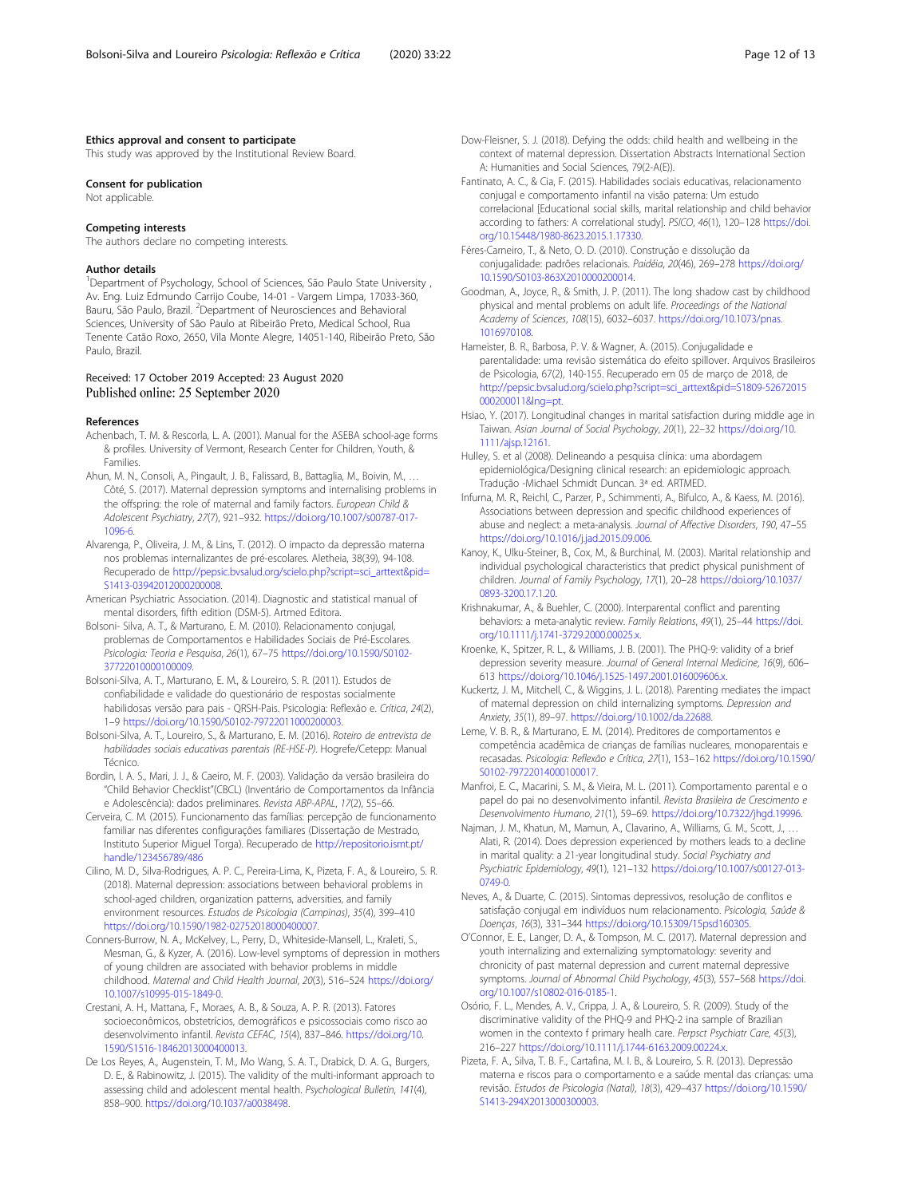### Ethics approval and consent to participate

This study was approved by the Institutional Review Board.

### Consent for publication

Not applicable.

### Competing interests

The authors declare no competing interests.

### Author details

[1]Department of Psychology, School of Sciences, São Paulo State University , Av. Eng. Luiz Edmundo Carrijo Coube, 14-01 - Vargem Limpa, 17033-360, Bauru, São Paulo, Brazil. [2]Department of Neurosciences and Behavioral Sciences, University of São Paulo at Ribeirão Preto, Medical School, Rua Tenente Catão Roxo, 2650, Vila Monte Alegre, 14051-140, Ribeirão Preto, São Paulo, Brazil.

Received: 17 October 2019 Accepted: 23 August 2020
Published online: 25 September 2020

### References

Achenbach, T. M. & Rescorla, L. A. (2001). Manual for the ASEBA school-age forms & profiles. University of Vermont, Research Center for Children, Youth, & Families.

Ahun, M. N., Consoli, A., Pingault, J. B., Falissard, B., Battaglia, M., Boivin, M., … Côté, S. (2017). Maternal depression symptoms and internalising problems in the offspring: the role of maternal and family factors. *European Child & Adolescent Psychiatry*, *27*(7), 921–932. https://doi.org/10.1007/s00787-017-1096-6.

Alvarenga, P., Oliveira, J. M., & Lins, T. (2012). O impacto da depressão materna nos problemas internalizantes de pré-escolares. Aletheia, 38(39), 94-108. Recuperado de http://pepsic.bvsalud.org/scielo.php?script=sci_arttext&pid=S1413-03942012000200008.

American Psychiatric Association. (2014). Diagnostic and statistical manual of mental disorders, fifth edition (DSM-5). Artmed Editora.

Bolsoni- Silva, A. T., & Marturano, E. M. (2010). Relacionamento conjugal, problemas de Comportamentos e Habilidades Sociais de Pré-Escolares. *Psicologia: Teoria e Pesquisa*, *26*(1), 67–75 https://doi.org/10.1590/S0102-37722010000100009.

Bolsoni-Silva, A. T., Marturano, E. M., & Loureiro, S. R. (2011). Estudos de confiabilidade e validade do questionário de respostas socialmente habilidosas versão para pais - QRSH-Pais. Psicologia: Reflexão e. *Crítica*, *24*(2), 1–9 https://doi.org/10.1590/S0102-79722011000200003.

Bolsoni-Silva, A. T., Loureiro, S., & Marturano, E. M. (2016). *Roteiro de entrevista de habilidades sociais educativas parentais (RE-HSE-P)*. Hogrefe/Cetepp: Manual Técnico.

Bordin, I. A. S., Mari, J. J., & Caeiro, M. F. (2003). Validação da versão brasileira do "Child Behavior Checklist"(CBCL) (Inventário de Comportamentos da Infância e Adolescência): dados preliminares. *Revista ABP-APAL*, *17*(2), 55–66.

Cerveira, C. M. (2015). Funcionamento das famílias: percepção de funcionamento familiar nas diferentes configurações familiares (Dissertação de Mestrado, Instituto Superior Miguel Torga). Recuperado de http://repositorio.ismt.pt/handle/123456789/486

Cilino, M. D., Silva-Rodrigues, A. P. C., Pereira-Lima, K., Pizeta, F. A., & Loureiro, S. R. (2018). Maternal depression: associations between behavioral problems in school-aged children, organization patterns, adversities, and family environment resources. *Estudos de Psicologia (Campinas)*, *35*(4), 399–410 https://doi.org/10.1590/1982-02752018000400007.

Conners-Burrow, N. A., McKelvey, L., Perry, D., Whiteside-Mansell, L., Kraleti, S., Mesman, G., & Kyzer, A. (2016). Low-level symptoms of depression in mothers of young children are associated with behavior problems in middle childhood. *Maternal and Child Health Journal*, *20*(3), 516–524 https://doi.org/10.1007/s10995-015-1849-0.

Crestani, A. H., Mattana, F., Moraes, A. B., & Souza, A. P. R. (2013). Fatores socioeconômicos, obstetrícios, demográficos e psicossociais como risco ao desenvolvimento infantil. *Revista CEFAC*, *15*(4), 837–846. https://doi.org/10.1590/S1516-18462013000400013.

De Los Reyes, A., Augenstein, T. M., Mo Wang, S. A. T., Drabick, D. A. G., Burgers, D. E., & Rabinowitz, J. (2015). The validity of the multi-informant approach to assessing child and adolescent mental health. *Psychological Bulletin*, *141*(4), 858–900. https://doi.org/10.1037/a0038498.

Dow-Fleisner, S. J. (2018). Defying the odds: child health and wellbeing in the context of maternal depression. Dissertation Abstracts International Section A: Humanities and Social Sciences, 79(2-A(E)).

Fantinato, A. C., & Cia, F. (2015). Habilidades sociais educativas, relacionamento conjugal e comportamento infantil na visão paterna: Um estudo correlacional [Educational social skills, marital relationship and child behavior according to fathers: A correlational study]. *PSICO*, *46*(1), 120–128 https://doi.org/10.15448/1980-8623.2015.1.17330.

Féres-Carneiro, T., & Neto, O. D. (2010). Construção e dissolução da conjugalidade: padrões relacionais. *Paidéia*, *20*(46), 269–278 https://doi.org/10.1590/S0103-863X2010000200014.

Goodman, A., Joyce, R., & Smith, J. P. (2011). The long shadow cast by childhood physical and mental problems on adult life. *Proceedings of the National Academy of Sciences*, *108*(15), 6032–6037. https://doi.org/10.1073/pnas.1016970108.

Hameister, B. R., Barbosa, P. V. & Wagner, A. (2015). Conjugalidade e parentalidade: uma revisão sistemática do efeito spillover. Arquivos Brasileiros de Psicologia, 67(2), 140-155. Recuperado em 05 de março de 2018, de http://pepsic.bvsalud.org/scielo.php?script=sci_arttext&pid=S1809-52672015000200011&lng=pt.

Hsiao, Y. (2017). Longitudinal changes in marital satisfaction during middle age in Taiwan. *Asian Journal of Social Psychology*, *20*(1), 22–32 https://doi.org/10.1111/ajsp.12161.

Hulley, S. et al (2008). Delineando a pesquisa clínica: uma abordagem epidemiológica/Designing clinical research: an epidemiologic approach. Tradução -Michael Schmidt Duncan. 3ª ed. ARTMED.

Infurna, M. R., Reichl, C., Parzer, P., Schimmenti, A., Bifulco, A., & Kaess, M. (2016). Associations between depression and specific childhood experiences of abuse and neglect: a meta-analysis. *Journal of Affective Disorders*, *190*, 47–55 https://doi.org/10.1016/j.jad.2015.09.006.

Kanoy, K., Ulku-Steiner, B., Cox, M., & Burchinal, M. (2003). Marital relationship and individual psychological characteristics that predict physical punishment of children. *Journal of Family Psychology*, *17*(1), 20–28 https://doi.org/10.1037/0893-3200.17.1.20.

Krishnakumar, A., & Buehler, C. (2000). Interparental conflict and parenting behaviors: a meta-analytic review. *Family Relations*, *49*(1), 25–44 https://doi.org/10.1111/j.1741-3729.2000.00025.x.

Kroenke, K., Spitzer, R. L., & Williams, J. B. (2001). The PHQ-9: validity of a brief depression severity measure. *Journal of General Internal Medicine*, *16*(9), 606–613 https://doi.org/10.1046/j.1525-1497.2001.016009606.x.

Kuckertz, J. M., Mitchell, C., & Wiggins, J. L. (2018). Parenting mediates the impact of maternal depression on child internalizing symptoms. *Depression and Anxiety*, *35*(1), 89–97. https://doi.org/10.1002/da.22688.

Leme, V. B. R., & Marturano, E. M. (2014). Preditores de comportamentos e competência acadêmica de crianças de famílias nucleares, monoparentais e recasadas. *Psicologia: Reflexão e Crítica*, *27*(1), 153–162 https://doi.org/10.1590/S0102-79722014000100017.

Manfroi, E. C., Macarini, S. M., & Vieira, M. L. (2011). Comportamento parental e o papel do pai no desenvolvimento infantil. *Revista Brasileira de Crescimento e Desenvolvimento Humano*, *21*(1), 59–69. https://doi.org/10.7322/jhgd.19996.

Najman, J. M., Khatun, M., Mamun, A., Clavarino, A., Williams, G. M., Scott, J., … Alati, R. (2014). Does depression experienced by mothers leads to a decline in marital quality: a 21-year longitudinal study. *Social Psychiatry and Psychiatric Epidemiology*, *49*(1), 121–132 https://doi.org/10.1007/s00127-013-0749-0.

Neves, A., & Duarte, C. (2015). Sintomas depressivos, resolução de conflitos e satisfação conjugal em indivíduos num relacionamento. *Psicologia, Saúde & Doenças*, *16*(3), 331–344 https://doi.org/10.15309/15psd160305.

O'Connor, E. E., Langer, D. A., & Tompson, M. C. (2017). Maternal depression and youth internalizing and externalizing symptomatology: severity and chronicity of past maternal depression and current maternal depressive symptoms. *Journal of Abnormal Child Psychology*, *45*(3), 557–568 https://doi.org/10.1007/s10802-016-0185-1.

Osório, F. L., Mendes, A. V., Crippa, J. A., & Loureiro, S. R. (2009). Study of the discriminative validity of the PHQ-9 and PHQ-2 ina sample of Brazilian women in the contexto f primary health care. *Perpsct Psychiatr Care*, *45*(3), 216–227 https://doi.org/10.1111/j.1744-6163.2009.00224.x.

Pizeta, F. A., Silva, T. B. F., Cartafina, M. I. B., & Loureiro, S. R. (2013). Depressão materna e riscos para o comportamento e a saúde mental das crianças: uma revisão. *Estudos de Psicologia (Natal)*, *18*(3), 429–437 https://doi.org/10.1590/S1413-294X2013000300003.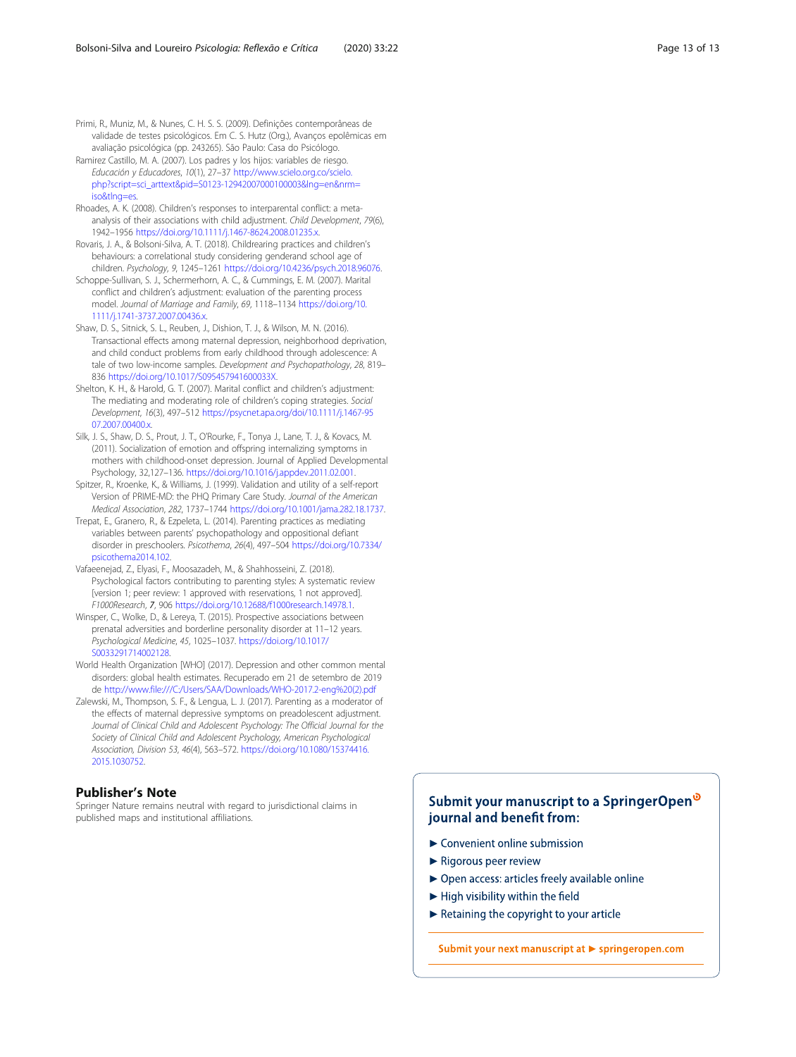Primi, R., Muniz, M., & Nunes, C. H. S. S. (2009). Definições contemporâneas de validade de testes psicológicos. Em C. S. Hutz (Org.), Avanços epolêmicas em avaliação psicológica (pp. 243265). São Paulo: Casa do Psicólogo.

Ramirez Castillo, M. A. (2007). Los padres y los hijos: variables de riesgo. *Educación y Educadores*, *10*(1), 27–37 http://www.scielo.org.co/scielo.php?script=sci_arttext&pid=S0123-12942007000100003&lng=en&nrm=iso&tlng=es.

Rhoades, A. K. (2008). Children's responses to interparental conflict: a meta-analysis of their associations with child adjustment. *Child Development*, *79*(6), 1942–1956 https://doi.org/10.1111/j.1467-8624.2008.01235.x.

Rovaris, J. A., & Bolsoni-Silva, A. T. (2018). Childrearing practices and children's behaviours: a correlational study considering genderand school age of children. *Psychology*, *9*, 1245–1261 https://doi.org/10.4236/psych.2018.96076.

Schoppe-Sullivan, S. J., Schermerhorn, A. C., & Cummings, E. M. (2007). Marital conflict and children's adjustment: evaluation of the parenting process model. *Journal of Marriage and Family*, *69*, 1118–1134 https://doi.org/10.1111/j.1741-3737.2007.00436.x.

Shaw, D. S., Sitnick, S. L., Reuben, J., Dishion, T. J., & Wilson, M. N. (2016). Transactional effects among maternal depression, neighborhood deprivation, and child conduct problems from early childhood through adolescence: A tale of two low-income samples. *Development and Psychopathology*, *28*, 819–836 https://doi.org/10.1017/S095457941600033X.

Shelton, K. H., & Harold, G. T. (2007). Marital conflict and children's adjustment: The mediating and moderating role of children's coping strategies. *Social Development*, *16*(3), 497–512 https://psycnet.apa.org/doi/10.1111/j.1467-9507.2007.00400.x.

Silk, J. S., Shaw, D. S., Prout, J. T., O'Rourke, F., Tonya J., Lane, T. J., & Kovacs, M. (2011). Socialization of emotion and offspring internalizing symptoms in mothers with childhood-onset depression. Journal of Applied Developmental Psychology, 32,127–136. https://doi.org/10.1016/j.appdev.2011.02.001.

Spitzer, R., Kroenke, K., & Williams, J. (1999). Validation and utility of a self-report Version of PRIME-MD: the PHQ Primary Care Study. *Journal of the American Medical Association*, *282*, 1737–1744 https://doi.org/10.1001/jama.282.18.1737.

Trepat, E., Granero, R., & Ezpeleta, L. (2014). Parenting practices as mediating variables between parents' psychopathology and oppositional defiant disorder in preschoolers. *Psicothema*, *26*(4), 497–504 https://doi.org/10.7334/psicothema2014.102.

Vafaeenejad, Z., Elyasi, F., Moosazadeh, M., & Shahhosseini, Z. (2018). Psychological factors contributing to parenting styles: A systematic review [version 1; peer review: 1 approved with reservations, 1 not approved]. *F1000Research*, ***7***, 906 https://doi.org/10.12688/f1000research.14978.1.

Winsper, C., Wolke, D., & Lereya, T. (2015). Prospective associations between prenatal adversities and borderline personality disorder at 11–12 years. *Psychological Medicine*, *45*, 1025–1037. https://doi.org/10.1017/S0033291714002128.

World Health Organization [WHO] (2017). Depression and other common mental disorders: global health estimates. Recuperado em 21 de setembro de 2019 de http://www.file:///C:/Users/SAA/Downloads/WHO-2017.2-eng%20(2).pdf

Zalewski, M., Thompson, S. F., & Lengua, L. J. (2017). Parenting as a moderator of the effects of maternal depressive symptoms on preadolescent adjustment. *Journal of Clinical Child and Adolescent Psychology: The Official Journal for the Society of Clinical Child and Adolescent Psychology, American Psychological Association, Division 53*, *46*(4), 563–572. https://doi.org/10.1080/15374416.2015.1030752.

## Publisher's Note

Springer Nature remains neutral with regard to jurisdictional claims in published maps and institutional affiliations.

**Submit your manuscript to a SpringerOpen journal and benefit from:**

- ► Convenient online submission
- ► Rigorous peer review
- ► Open access: articles freely available online
- ► High visibility within the field
- ► Retaining the copyright to your article

**Submit your next manuscript at ► springeropen.com**